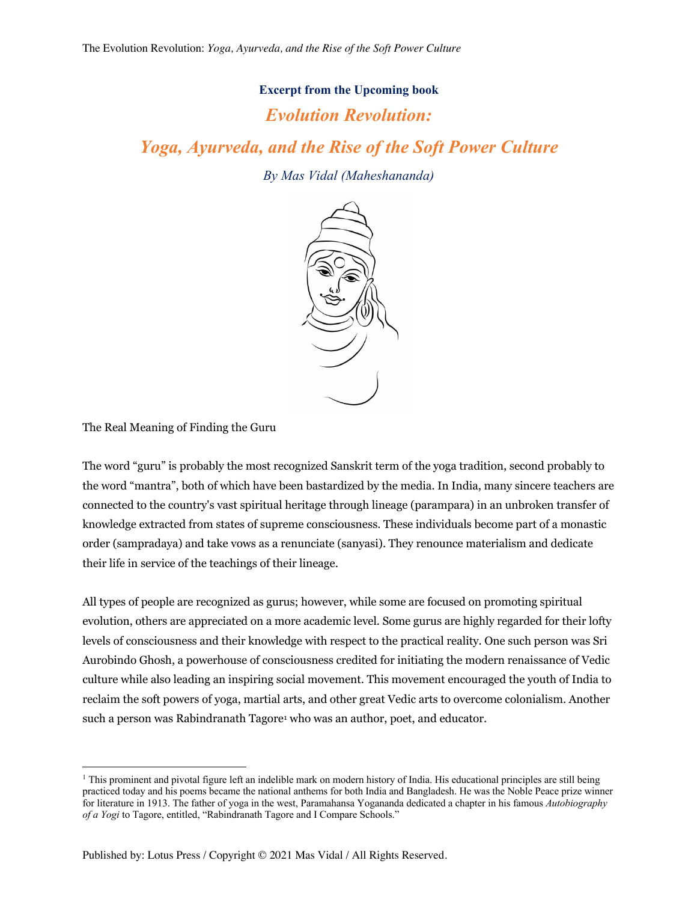**Excerpt from the Upcoming book**

# *Evolution Revolution:*

# *Yoga, Ayurveda, and the Rise of the Soft Power Culture*

*By Mas Vidal (Maheshananda)*

## The Real Meaning of Finding the Guru

The word "guru" is probably the most recognized Sanskrit term of the yoga tradition, second probably to the word "mantra", both of which have been bastardized by the media. In India, many sincere teachers are connected to the country's vast spiritual heritage through lineage (parampara) in an unbroken transfer of knowledge extracted from states of supreme consciousness. These individuals become part of a monastic order (sampradaya) and take vows as a renunciate (sanyasi). They renounce materialism and dedicate their life in service of the teachings of their lineage.

All types of people are recognized as gurus; however, while some are focused on promoting spiritual evolution, others are appreciated on a more academic level. Some gurus are highly regarded for their lofty levels of consciousness and their knowledge with respect to the practical reality. One such person was Sri Aurobindo Ghosh, a powerhouse of consciousness credited for initiating the modern renaissance of Vedic culture while also leading an inspiring social movement. This movement encouraged the youth of India to reclaim the soft powers of yoga, martial arts, and other great Vedic arts to overcome colonialism. Another such a person was Rabindranath Tagore[1] who was an author, poet, and educator.

---

[1] This prominent and pivotal figure left an indelible mark on modern history of India. His educational principles are still being practiced today and his poems became the national anthems for both India and Bangladesh. He was the Noble Peace prize winner for literature in 1913. The father of yoga in the west, Paramahansa Yogananda dedicated a chapter in his famous *Autobiography of a Yogi* to Tagore, entitled, "Rabindranath Tagore and I Compare Schools."

Published by: Lotus Press / Copyright © 2021 Mas Vidal / All Rights Reserved.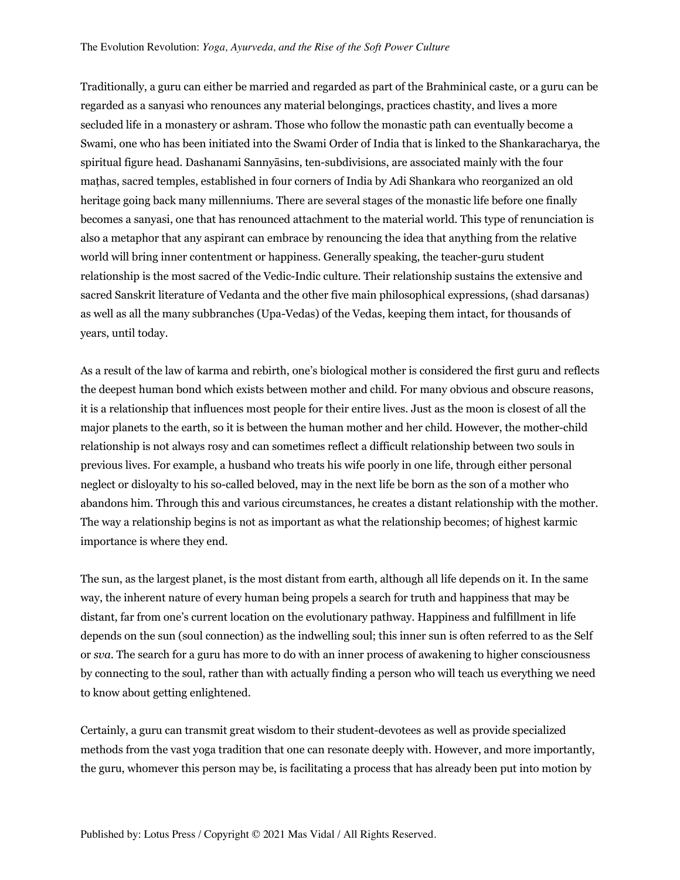Traditionally, a guru can either be married and regarded as part of the Brahminical caste, or a guru can be regarded as a sanyasi who renounces any material belongings, practices chastity, and lives a more secluded life in a monastery or ashram. Those who follow the monastic path can eventually become a Swami, one who has been initiated into the Swami Order of India that is linked to the Shankaracharya, the spiritual figure head. Dashanami Sannyāsins, ten-subdivisions, are associated mainly with the four maṭhas, sacred temples, established in four corners of India by Adi Shankara who reorganized an old heritage going back many millenniums. There are several stages of the monastic life before one finally becomes a sanyasi, one that has renounced attachment to the material world. This type of renunciation is also a metaphor that any aspirant can embrace by renouncing the idea that anything from the relative world will bring inner contentment or happiness. Generally speaking, the teacher-guru student relationship is the most sacred of the Vedic-Indic culture. Their relationship sustains the extensive and sacred Sanskrit literature of Vedanta and the other five main philosophical expressions, (shad darsanas) as well as all the many subbranches (Upa-Vedas) of the Vedas, keeping them intact, for thousands of years, until today.

As a result of the law of karma and rebirth, one's biological mother is considered the first guru and reflects the deepest human bond which exists between mother and child. For many obvious and obscure reasons, it is a relationship that influences most people for their entire lives. Just as the moon is closest of all the major planets to the earth, so it is between the human mother and her child. However, the mother-child relationship is not always rosy and can sometimes reflect a difficult relationship between two souls in previous lives. For example, a husband who treats his wife poorly in one life, through either personal neglect or disloyalty to his so-called beloved, may in the next life be born as the son of a mother who abandons him. Through this and various circumstances, he creates a distant relationship with the mother. The way a relationship begins is not as important as what the relationship becomes; of highest karmic importance is where they end.

The sun, as the largest planet, is the most distant from earth, although all life depends on it. In the same way, the inherent nature of every human being propels a search for truth and happiness that may be distant, far from one's current location on the evolutionary pathway. Happiness and fulfillment in life depends on the sun (soul connection) as the indwelling soul; this inner sun is often referred to as the Self or *sva*. The search for a guru has more to do with an inner process of awakening to higher consciousness by connecting to the soul, rather than with actually finding a person who will teach us everything we need to know about getting enlightened.

Certainly, a guru can transmit great wisdom to their student-devotees as well as provide specialized methods from the vast yoga tradition that one can resonate deeply with. However, and more importantly, the guru, whomever this person may be, is facilitating a process that has already been put into motion by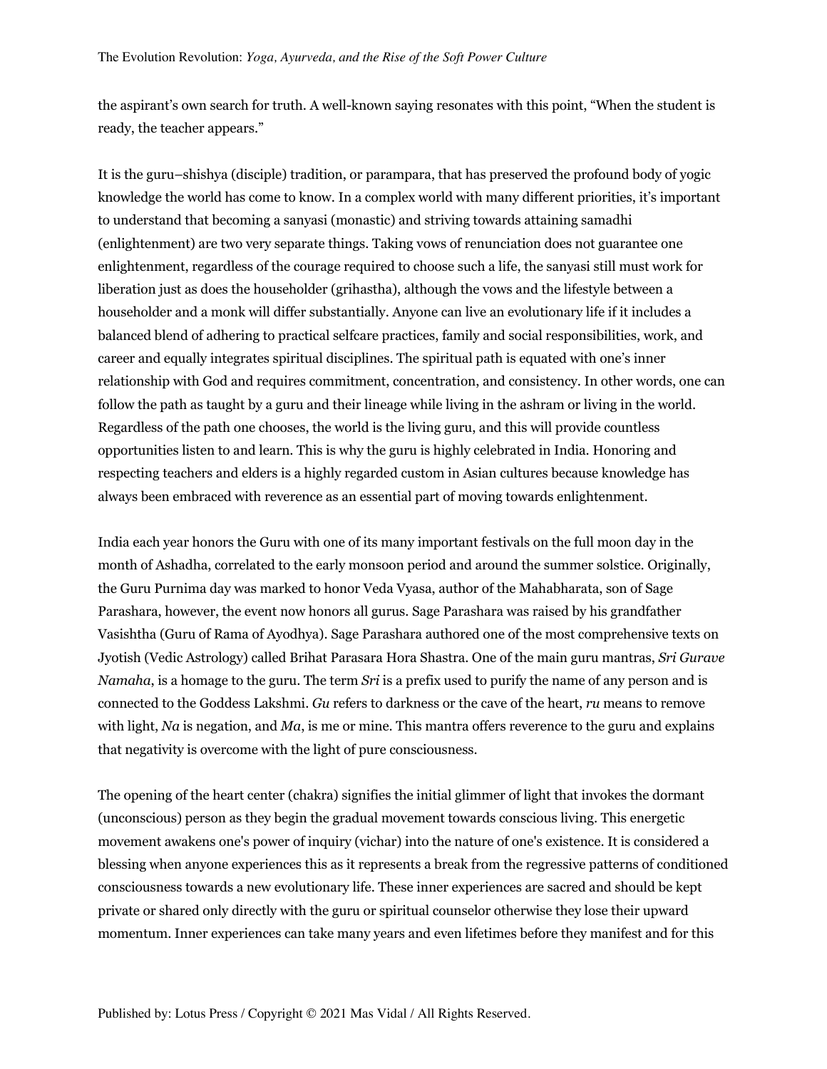the aspirant's own search for truth. A well-known saying resonates with this point, "When the student is ready, the teacher appears."

It is the guru–shishya (disciple) tradition, or parampara, that has preserved the profound body of yogic knowledge the world has come to know. In a complex world with many different priorities, it's important to understand that becoming a sanyasi (monastic) and striving towards attaining samadhi (enlightenment) are two very separate things. Taking vows of renunciation does not guarantee one enlightenment, regardless of the courage required to choose such a life, the sanyasi still must work for liberation just as does the householder (grihastha), although the vows and the lifestyle between a householder and a monk will differ substantially. Anyone can live an evolutionary life if it includes a balanced blend of adhering to practical selfcare practices, family and social responsibilities, work, and career and equally integrates spiritual disciplines. The spiritual path is equated with one's inner relationship with God and requires commitment, concentration, and consistency. In other words, one can follow the path as taught by a guru and their lineage while living in the ashram or living in the world. Regardless of the path one chooses, the world is the living guru, and this will provide countless opportunities listen to and learn. This is why the guru is highly celebrated in India. Honoring and respecting teachers and elders is a highly regarded custom in Asian cultures because knowledge has always been embraced with reverence as an essential part of moving towards enlightenment.

India each year honors the Guru with one of its many important festivals on the full moon day in the month of Ashadha, correlated to the early monsoon period and around the summer solstice. Originally, the Guru Purnima day was marked to honor Veda Vyasa, author of the Mahabharata, son of Sage Parashara, however, the event now honors all gurus. Sage Parashara was raised by his grandfather Vasishtha (Guru of Rama of Ayodhya). Sage Parashara authored one of the most comprehensive texts on Jyotish (Vedic Astrology) called Brihat Parasara Hora Shastra. One of the main guru mantras, *Sri Gurave Namaha*, is a homage to the guru. The term *Sri* is a prefix used to purify the name of any person and is connected to the Goddess Lakshmi. *Gu* refers to darkness or the cave of the heart, *ru* means to remove with light, *Na* is negation, and *Ma*, is me or mine. This mantra offers reverence to the guru and explains that negativity is overcome with the light of pure consciousness.

The opening of the heart center (chakra) signifies the initial glimmer of light that invokes the dormant (unconscious) person as they begin the gradual movement towards conscious living. This energetic movement awakens one's power of inquiry (vichar) into the nature of one's existence. It is considered a blessing when anyone experiences this as it represents a break from the regressive patterns of conditioned consciousness towards a new evolutionary life. These inner experiences are sacred and should be kept private or shared only directly with the guru or spiritual counselor otherwise they lose their upward momentum. Inner experiences can take many years and even lifetimes before they manifest and for this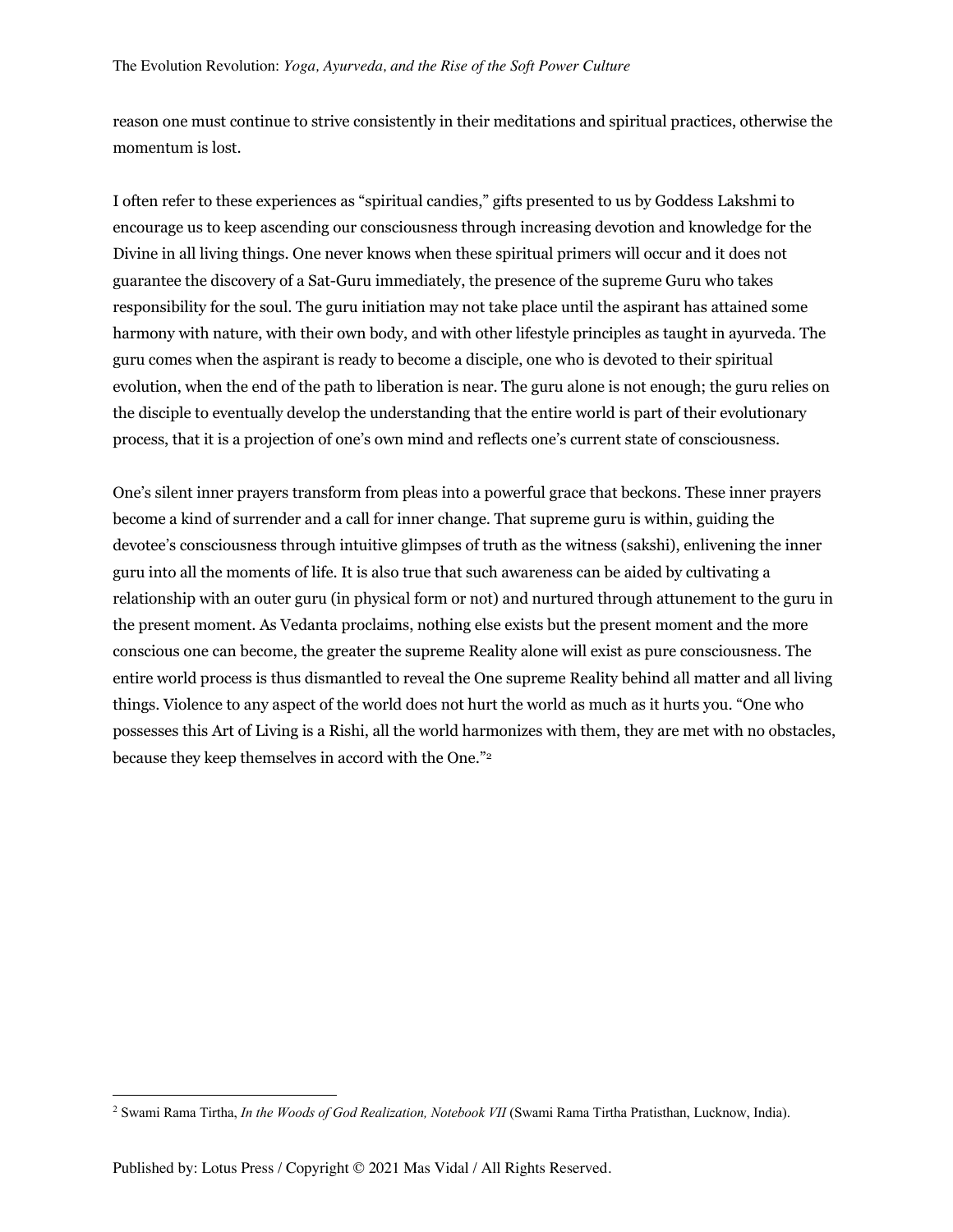reason one must continue to strive consistently in their meditations and spiritual practices, otherwise the momentum is lost.

I often refer to these experiences as "spiritual candies," gifts presented to us by Goddess Lakshmi to encourage us to keep ascending our consciousness through increasing devotion and knowledge for the Divine in all living things. One never knows when these spiritual primers will occur and it does not guarantee the discovery of a Sat-Guru immediately, the presence of the supreme Guru who takes responsibility for the soul. The guru initiation may not take place until the aspirant has attained some harmony with nature, with their own body, and with other lifestyle principles as taught in ayurveda. The guru comes when the aspirant is ready to become a disciple, one who is devoted to their spiritual evolution, when the end of the path to liberation is near. The guru alone is not enough; the guru relies on the disciple to eventually develop the understanding that the entire world is part of their evolutionary process, that it is a projection of one's own mind and reflects one's current state of consciousness.

One's silent inner prayers transform from pleas into a powerful grace that beckons. These inner prayers become a kind of surrender and a call for inner change. That supreme guru is within, guiding the devotee's consciousness through intuitive glimpses of truth as the witness (sakshi), enlivening the inner guru into all the moments of life. It is also true that such awareness can be aided by cultivating a relationship with an outer guru (in physical form or not) and nurtured through attunement to the guru in the present moment. As Vedanta proclaims, nothing else exists but the present moment and the more conscious one can become, the greater the supreme Reality alone will exist as pure consciousness. The entire world process is thus dismantled to reveal the One supreme Reality behind all matter and all living things. Violence to any aspect of the world does not hurt the world as much as it hurts you. "One who possesses this Art of Living is a Rishi, all the world harmonizes with them, they are met with no obstacles, because they keep themselves in accord with the One."[2]

---

[2] Swami Rama Tirtha, *In the Woods of God Realization, Notebook VII* (Swami Rama Tirtha Pratisthan, Lucknow, India).